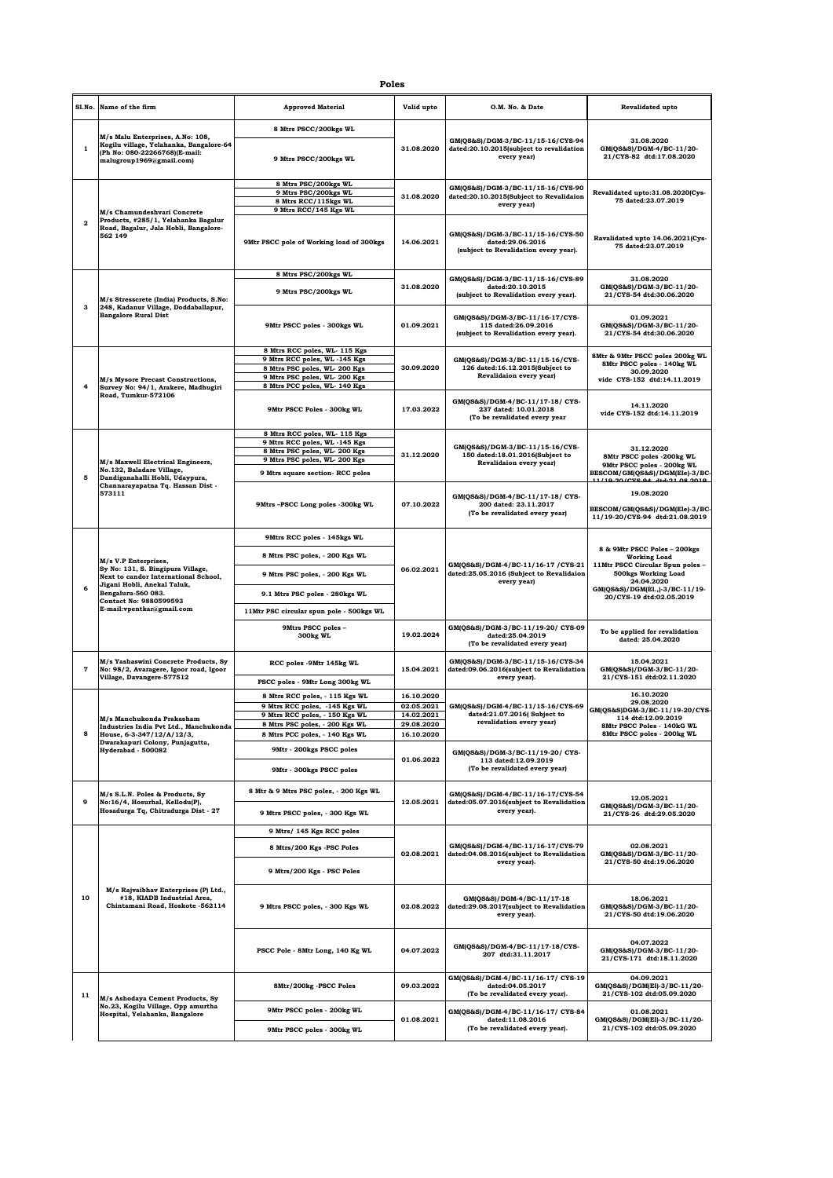# Poles

| Sl.No. | Name of the firm | Approved Material | Valid upto | O.M. No. & Date | Revalidated upto |
|---|---|---|---|---|---|
| 1 | M/s Malu Enterprises, A.No: 108, Kogilu village, Yelahanka, Bangalore-64 (Ph No: 080-22266768)(E-mail: malugroup1969@gmail.com) | 8 Mtrs PSCC/200kgs WL<br>9 Mtrs PSCC/200kgs WL | 31.08.2020 | GM(QS&S)/DGM-3/BC-11/15-16/CYS-94 dated:20.10.2015(subject to revalidation every year) | 31.08.2020 GM(QS&S)/DGM-4/BC-11/20-21/CYS-82 dtd:17.08.2020 |
| 2 | M/s Chamundeshvari Concrete Products, #285/1, Yelahanka Bagalur Road, Bagalur, Jala Hobli, Bangalore-562 149 | 8 Mtrs PSC/200kgs WL<br>9 Mtrs PSC/200kgs WL<br>8 Mtrs RCC/115kgs WL<br>9 Mtrs RCC/145 Kgs WL | 31.08.2020 | GM(QS&S)/DGM-3/BC-11/15-16/CYS-90 dated:20.10.2015(Subject to Revalidaion every year) | Revalidated upto:31.08.2020(Cys-75 dated:23.07.2019 |
| | | 9Mtr PSCC pole of Working load of 300kgs | 14.06.2021 | GM(QS&S)/DGM-3/BC-11/15-16/CYS-50 dated:29.06.2016 (subject to Revalidation every year). | Ravalidated upto 14.06.2021(Cys-75 dated:23.07.2019 |
| 3 | M/s Stresscrete (India) Products, S.No: 248, Kadanur Village, Doddaballapur, Bangalore Rural Dist | 8 Mtrs PSC/200kgs WL<br>9 Mtrs PSC/200kgs WL | 31.08.2020 | GM(QS&S)/DGM-3/BC-11/15-16/CYS-89 dated:20.10.2015 (subject to Revalidation every year). | 31.08.2020 GM(QS&S)/DGM-3/BC-11/20-21/CYS-54 dtd:30.06.2020 |
| | | 9Mtr PSCC poles - 300kgs WL | 01.09.2021 | GM(QS&S)/DGM-3/BC-11/16-17/CYS-115 dated:26.09.2016 (subject to Revalidation every year). | 01.09.2021 GM(QS&S)/DGM-3/BC-11/20-21/CYS-54 dtd:30.06.2020 |
| 4 | M/s Mysore Precast Constructions, Survey No: 94/1, Arakere, Madhugiri Road, Tumkur-572106 | 8 Mtrs RCC poles, WL- 115 Kgs<br>9 Mtrs RCC poles, WL -145 Kgs<br>8 Mtrs PSC poles, WL- 200 Kgs<br>9 Mtrs PSC poles, WL- 200 Kgs<br>8 Mtrs PCC poles, WL- 140 Kgs | 30.09.2020 | GM(QS&S)/DGM-3/BC-11/15-16/CYS-126 dated:16.12.2015(Subject to Revalidaion every year) | 8Mtr & 9Mtr PSCC poles 200kg WL 8Mtr PSCC poles - 140kg WL 30.09.2020 vide CYS-152 dtd:14.11.2019 |
| | | 9Mtr PSCC Poles - 300kg WL | 17.03.2022 | GM(QS&S)/DGM-4/BC-11/17-18/ CYS-237 dated: 10.01.2018 (To be revalidated every year | 14.11.2020 vide CYS-152 dtd:14.11.2019 |
| 5 | M/s Maxwell Electrical Engineers, No.132, Baladare Village, Dandiganahalli Hobli, Udaypura, Channarayapatna Tq. Hassan Dist - 573111 | 8 Mtrs RCC poles, WL- 115 Kgs<br>9 Mtrs RCC poles, WL -145 Kgs<br>8 Mtrs PSC poles, WL- 200 Kgs<br>9 Mtrs PSC poles, WL- 200 Kgs<br>9 Mtrs square section- RCC poles | 31.12.2020 | GM(QS&S)/DGM-3/BC-11/15-16/CYS-150 dated:18.01.2016(Subject to Revalidaion every year) | 31.12.2020 8Mtr PSCC poles -200kg WL 9Mtr PSCC poles - 200kg WL BESCOM/GM(QS&S)/DGM(Ele)-3/BC-11/19-20/CYS-94 dtd:21.08.2019 |
| | | 9Mtrs –PSCC Long poles -300kg WL | 07.10.2022 | GM(QS&S)/DGM-4/BC-11/17-18/ CYS-200 dated: 23.11.2017 (To be revalidated every year) | 19.08.2020 BESCOM/GM(QS&S)/DGM(Ele)-3/BC-11/19-20/CYS-94 dtd:21.08.2019 |
| 6 | M/s V.P Enterprises, Sy No: 131, S. Bingipura Village, Next to candor International School, Jigani Hobli, Anekal Taluk, Bengaluru-560 083. Contact No: 9880599593 E-mail:vpentkar@gmail.com | 9Mtrs RCC poles - 145kgs WL<br>8 Mtrs PSC poles, - 200 Kgs WL<br>9 Mtrs PSC poles, - 200 Kgs WL<br>9.1 Mtrs PSC poles - 280kgs WL<br>11Mtr PSC circular spun pole - 500kgs WL | 06.02.2021 | GM(QS&S)/DGM-4/BC-11/16-17 /CYS-21 dated:25.05.2016 (Subject to Revalidaion every year) | 8 & 9Mtr PSCC Poles – 200kgs Working Load 11Mtr PSCC Circular Spun poles – 500kgs Working Load 24.04.2020 GM(QS&S)/DGM(El.,)-3/BC-11/19-20/CYS-19 dtd:02.05.2019 |
| | | 9Mtrs PSCC poles – 300kg WL | 19.02.2024 | GM(QS&S)/DGM-3/BC-11/19-20/ CYS-09 dated:25.04.2019 (To be revalidated every year) | To be applied for revalidation dated: 25.04.2020 |
| 7 | M/s Yashaswini Concrete Products, Sy No: 98/2, Avaragere, Igoor road, Igoor Village, Davangere-577512 | RCC poles -9Mtr 145kg WL<br>PSCC poles - 9Mtr Long 300kg WL | 15.04.2021 | GM(QS&S)/DGM-3/BC-11/15-16/CYS-34 dated:09.06.2016(subject to Revalidation every year). | 15.04.2021 GM(QS&S)/DGM-3/BC-11/20-21/CYS-151 dtd:02.11.2020 |
| 8 | M/s Manchukonda Prakasham Industries India Pvt Ltd., Manchukonda House, 6-3-347/12/A/12/3, Dwarakapuri Colony, Punjagutta, Hyderabad - 500082 | 8 Mtrs RCC poles, - 115 Kgs WL<br>9 Mtrs RCC poles, -145 Kgs WL<br>9 Mtrs RCC poles, - 150 Kgs WL<br>8 Mtrs PSC poles, - 200 Kgs WL<br>8 Mtrs PCC poles, - 140 Kgs WL | 16.10.2020<br>02.05.2021<br>14.02.2021<br>29.08.2020<br>16.10.2020 | GM(QS&S)/DGM-4/BC-11/15-16/CYS-69 dated:21.07.2016( Subject to revalidation every year) | 16.10.2020 29.08.2020 GM(QS&S)DGM-3/BC-11/19-20/CYS-114 dtd:12.09.2019 8Mtr PSCC Poles - 140kG WL 8Mtr PSCC poles - 200kg WL |
| | | 9Mtr - 200kgs PSCC poles<br>9Mtr - 300kgs PSCC poles | 01.06.2022 | GM(QS&S)/DGM-3/BC-11/19-20/ CYS-113 dated:12.09.2019 (To be revalidated every year) | |
| 9 | M/s S.L.N. Poles & Products, Sy No:16/4, Hosurhal, Kellodu(P), Hosadurga Tq, Chitradurga Dist - 27 | 8 Mtr & 9 Mtrs PSC poles, - 200 Kgs WL<br>9 Mtrs PSCC poles, - 300 Kgs WL | 12.05.2021 | GM(QS&S)/DGM-4/BC-11/16-17/CYS-54 dated:05.07.2016(subject to Revalidation every year). | 12.05.2021 GM(QS&S)/DGM-3/BC-11/20-21/CYS-26 dtd:29.05.2020 |
| 10 | M/s Rajvaibhav Enterprises (P) Ltd., #18, KIADB Industrial Area, Chintamani Road, Hoskote -562114 | 9 Mtrs/ 145 Kgs RCC poles<br>8 Mtrs/200 Kgs -PSC Poles<br>9 Mtrs/200 Kgs - PSC Poles | 02.08.2021 | GM(QS&S)/DGM-4/BC-11/16-17/CYS-79 dated:04.08.2016(subject to Revalidation every year). | 02.08.2021 GM(QS&S)/DGM-3/BC-11/20-21/CYS-50 dtd:19.06.2020 |
| | | 9 Mtrs PSCC poles, - 300 Kgs WL | 02.08.2022 | GM(QS&S)/DGM-4/BC-11/17-18 dated:29.08.2017(subject to Revalidation every year). | 18.06.2021 GM(QS&S)/DGM-3/BC-11/20-21/CYS-50 dtd:19.06.2020 |
| | | PSCC Pole - 8Mtr Long, 140 Kg WL | 04.07.2022 | GM(QS&S)/DGM-4/BC-11/17-18/CYS-207 dtd:31.11.2017 | 04.07.2022 GM(QS&S)/DGM-3/BC-11/20-21/CYS-171 dtd:18.11.2020 |
| 11 | M/s Ashodaya Cement Products, Sy No.23, Kogilu Village, Opp amurtha Hospital, Yelahanka, Bangalore | 8Mtr/200kg -PSCC Poles | 09.03.2022 | GM(QS&S)/DGM-4/BC-11/16-17/ CYS-19 dated:04.05.2017 (To be revalidated every year). | 04.09.2021 GM(QS&S)/DGM(El)-3/BC-11/20-21/CYS-102 dtd:05.09.2020 |
| | | 9Mtr PSCC poles - 200kg WL<br>9Mtr PSCC poles - 300kg WL | 01.08.2021 | GM(QS&S)/DGM-4/BC-11/16-17/ CYS-84 dated:11.08.2016 (To be revalidated every year). | 01.08.2021 GM(QS&S)/DGM(El)-3/BC-11/20-21/CYS-102 dtd:05.09.2020 |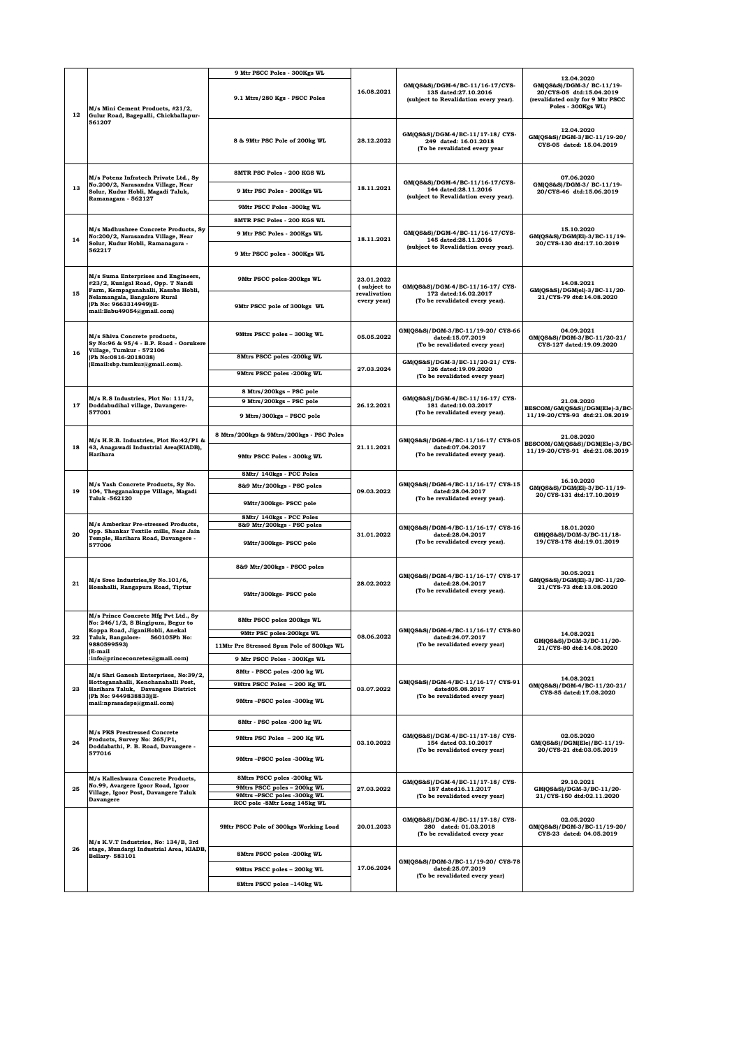| 12 | M/s Mini Cement Products, #21/2, Gulur Road, Bagepalli, Chickballapur-561207 | 9 Mtr PSCC Poles - 300Kgs WL<br>9.1 Mtrs/280 Kgs - PSCC Poles | 16.08.2021 | GM(QS&S)/DGM-4/BC-11/16-17/CYS-135 dated:27.10.2016 (subject to Revalidation every year). | 12.04.2020 GM(QS&S)/DGM-3/ BC-11/19-20/CYS-05 dtd:15.04.2019 (revalidated only for 9 Mtr PSCC Poles - 300Kgs WL) |
|---|---|---|---|---|---|
| | | 8 & 9Mtr PSC Pole of 200kg WL | 28.12.2022 | GM(QS&S)/DGM-4/BC-11/17-18/ CYS-249 dated: 16.01.2018 (To be revalidated every year | 12.04.2020 GM(QS&S)/DGM-3/BC-11/19-20/ CYS-05 dated: 15.04.2019 |
| 13 | M/s Potenz Infratech Private Ltd., Sy No.200/2, Narasandra Village, Near Solur, Kudur Hobli, Magadi Taluk, Ramanagara - 562127 | 8MTR PSC Poles - 200 KGS WL<br>9 Mtr PSC Poles - 200Kgs WL<br>9Mtr PSCC Poles -300kg WL | 18.11.2021 | GM(QS&S)/DGM-4/BC-11/16-17/CYS-144 dated:28.11.2016 (subject to Revalidation every year). | 07.06.2020 GM(QS&S)/DGM-3/ BC-11/19-20/CYS-46 dtd:15.06.2019 |
| 14 | M/s Madhushree Concrete Products, Sy No:200/2, Narasandra Village, Near Solur, Kudur Hobli, Ramanagara - 562217 | 8MTR PSC Poles - 200 KGS WL<br>9 Mtr PSC Poles - 200Kgs WL<br>9 Mtr PSCC poles - 300Kgs WL | 18.11.2021 | GM(QS&S)/DGM-4/BC-11/16-17/CYS-145 dated:28.11.2016 (subject to Revalidation every year). | 15.10.2020 GM(QS&S)/DGM(El)-3/BC-11/19-20/CYS-130 dtd:17.10.2019 |
| 15 | M/s Suma Enterprises and Engineers, #23/2, Kunigal Road, Opp. T Nandi Farm, Kempaganahalli, Kasaba Hobli, Nelamangala, Bangalore Rural (Ph No: 9663314949)(E-mail:Babu49054@gmail.com) | 9Mtr PSCC poles-200kgs WL<br>9Mtr PSCC pole of 300kgs WL | 23.01.2022 ( subject to revalivation every year) | GM(QS&S)/DGM-4/BC-11/16-17/ CYS-172 dated:16.02.2017 (To be revalidated every year). | 14.08.2021 GM(QS&S)/DGM(el)-3/BC-11/20-21/CYS-79 dtd:14.08.2020 |
| 16 | M/s Shiva Concrete products, Sy No:96 & 95/4 - B.P. Road - Oorukere Village, Tumkur - 572106 (Ph No:0816-2018038) (Email:sbp.tumkur@gmail.com). | 9Mtrs PSCC poles – 300kg WL | 05.05.2022 | GM(QS&S)/DGM-3/BC-11/19-20/ CYS-66 dated:15.07.2019 (To be revalidated every year) | 04.09.2021 GM(QS&S)/DGM-3/BC-11/20-21/ CYS-127 dated:19.09.2020 |
| | | 8Mtrs PSCC poles -200kg WL<br>9Mtrs PSCC poles -200kg WL | 27.03.2024 | GM(QS&S)/DGM-3/BC-11/20-21/ CYS-126 dated:19.09.2020 (To be revalidated every year) | |
| 17 | M/s R.S Industries, Plot No: 111/2, Doddabudihal village, Davangere-577001 | 8 Mtrs/200kgs – PSC pole<br>9 Mtrs/200kgs – PSC pole<br>9 Mtrs/300kgs – PSCC pole | 26.12.2021 | GM(QS&S)/DGM-4/BC-11/16-17/ CYS-181 dated:10.03.2017 (To be revalidated every year). | 21.08.2020 BESCOM/GM(QS&S)/DGM(Ele)-3/BC-11/19-20/CYS-93 dtd:21.08.2019 |
| 18 | M/s H.R.B. Industries, Plot No:42/P1 & 43, Anagawadi Industrial Area(KIADB), Harihara | 8 Mtrs/200kgs & 9Mtrs/200kgs - PSC Poles<br>9Mtr PSCC Poles - 300kg WL | 21.11.2021 | GM(QS&S)/DGM-4/BC-11/16-17/ CYS-05 dated:07.04.2017 (To be revalidated every year). | 21.08.2020 BESCOM/GM(QS&S)/DGM(Ele)-3/BC-11/19-20/CYS-91 dtd:21.08.2019 |
| 19 | M/s Yash Concrete Products, Sy No. 104, Thegganakuppe Village, Magadi Taluk -562120 | 8Mtr/ 140kgs - PCC Poles<br>8&9 Mtr/200kgs - PSC poles<br>9Mtr/300kgs- PSCC pole | 09.03.2022 | GM(QS&S)/DGM-4/BC-11/16-17/ CYS-15 dated:28.04.2017 (To be revalidated every year). | 16.10.2020 GM(QS&S)/DGM(El)-3/BC-11/19-20/CYS-131 dtd:17.10.2019 |
| 20 | M/s Amberkar Pre-stressed Products, Opp. Shankar Textile mills, Near Jain Temple, Harihara Road, Davangere - 577006 | 8Mtr/ 140kgs - PCC Poles<br>8&9 Mtr/200kgs - PSC poles<br>9Mtr/300kgs- PSCC pole | 31.01.2022 | GM(QS&S)/DGM-4/BC-11/16-17/ CYS-16 dated:28.04.2017 (To be revalidated every year). | 18.01.2020 GM(QS&S)/DGM-3/BC-11/18-19/CYS-178 dtd:19.01.2019 |
| 21 | M/s Sree Industries,Sy No.101/6, Hosahalli, Rangapura Road, Tiptur | 8&9 Mtr/200kgs - PSCC poles<br>9Mtr/300kgs- PSCC pole | 28.02.2022 | GM(QS&S)/DGM-4/BC-11/16-17/ CYS-17 dated:28.04.2017 (To be revalidated every year). | 30.05.2021 GM(QS&S)/DGM(El)-3/BC-11/20-21/CYS-73 dtd:13.08.2020 |
| 22 | M/s Prince Concrete Mfg Pvt Ltd., Sy No: 246/1/2, S Bingipura, Begur to Koppa Road, JiganiHobli, Anekal Taluk, Bangalore- 560105Ph No: 9880599593) (E-mail :info@princeconretes@gmail.com) | 8Mtr PSCC poles 200kgs WL<br>9Mtr PSC poles-200kgs WL<br>11Mtr Pre Stressed Spun Pole of 500kgs WL<br>9 Mtr PSCC Poles - 300Kgs WL | 08.06.2022 | GM(QS&S)/DGM-4/BC-11/16-17/ CYS-80 dated:24.07.2017 (To be revalidated every year) | 14.08.2021 GM(QS&S)/DGM-3/BC-11/20-21/CYS-80 dtd:14.08.2020 |
| 23 | M/s Shri Ganesh Enterprises, No:39/2, Hotteganahalli, Kenchanahalli Post, Harihara Taluk, Davangere District (Ph No: 9449838833)(E-mail:nprasadsps@gmail.com) | 8Mtr - PSCC poles -200 kg WL<br>9Mtrs PSCC Poles – 200 Kg WL<br>9Mtrs –PSCC poles -300kg WL | 03.07.2022 | GM(QS&S)/DGM-4/BC-11/16-17/ CYS-91 dated05.08.2017 (To be revalidated every year) | 14.08.2021 GM(QS&S)/DGM-4/BC-11/20-21/ CYS-85 dated:17.08.2020 |
| 24 | M/s PKS Prestressed Concrete Products, Survey No: 265/P1, Doddabathi, P. B. Road, Davangere - 577016 | 8Mtr - PSC poles -200 kg WL<br>9Mtrs PSC Poles – 200 Kg WL<br>9Mtrs –PSCC poles -300kg WL | 03.10.2022 | GM(QS&S)/DGM-4/BC-11/17-18/ CYS-154 dated 03.10.2017 (To be revalidated every year) | 02.05.2020 GM(QS&S)/DGM(Ele)/BC-11/19-20/CYS-21 dtd:03.05.2019 |
| 25 | M/s Kalleshwara Concrete Products, No.99, Avargere Igoor Road, Igoor Village, Igoor Post, Davangere Taluk Davangere | 8Mtrs PSCC poles -200kg WL<br>9Mtrs PSCC poles – 200kg WL<br>9Mtrs –PSCC poles -300kg WL<br>RCC pole -8Mtr Long 145kg WL | 27.03.2022 | GM(QS&S)/DGM-4/BC-11/17-18/ CYS-187 dated16.11.2017 (To be revalidated every year) | 29.10.2021 GM(QS&S)/DGM-3/BC-11/20-21/CYS-150 dtd:02.11.2020 |
| 26 | M/s K.V.T Industries, No: 134/B, 3rd stage, Mundargi Industrial Area, KIADB, Bellary- 583101 | 9Mtr PSCC Pole of 300kgs Working Load | 20.01.2023 | GM(QS&S)/DGM-4/BC-11/17-18/ CYS-280 dated: 01.03.2018 (To be revalidated every year | 02.05.2020 GM(QS&S)/DGM-3/BC-11/19-20/ CYS-23 dated: 04.05.2019 |
| | | 8Mtrs PSCC poles -200kg WL<br>9Mtrs PSCC poles – 200kg WL<br>8Mtrs PSCC poles –140kg WL | 17.06.2024 | GM(QS&S)/DGM-3/BC-11/19-20/ CYS-78 dated:25.07.2019 (To be revalidated every year) | |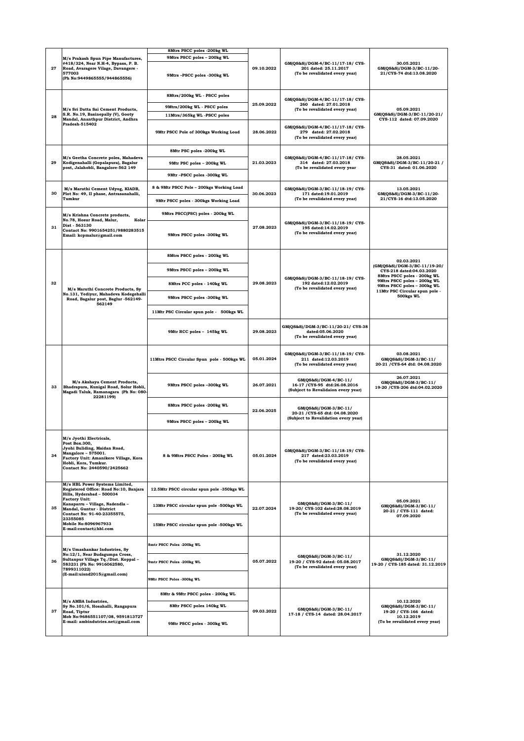| 27 | M/s Prakash Spun Pipe Manufactures, #418/324, Near N.H-4, Bypass, P. B. Road, Avaragere Vilage, Davangere - 577003 (Ph No:9449865555/944865556) | 8Mtrs PSCC poles -200kg WL | 09.10.2022 | GM(QS&S)/DGM-4/BC-11/17-18/ CYS-201 dated: 25.11.2017 (To be revalidated every year) | 30.05.2021 GM(QS&S)/DGM-3/BC-11/20-21/CYS-74 dtd:13.08.2020 |
|---|---|---|---|---|---|
| | | 9Mtrs PSCC poles – 200kg WL | | | |
| | | 9Mtrs –PSCC poles -300kg WL | | | |
| 28 | M/s Sri Datta Sai Cement Products, S.R. No.19, Basinepally (V), Gooty Mandal, Ananthpur District, Andhra Pradesh-515402 | 8Mtrs/200kg WL - PSCC poles | 25.09.2022 | GM(QS&S)/DGM-4/BC-11/17-18/ CYS-260 dated: 27.01.2018 (To be revalidated every year) | 05.09.2021 GM(QS&S)/DGM-3/BC-11/20-21/ CYS-112 dated: 07.09.2020 |
| | | 9Mtrs/200kg WL - PSCC poles | | | |
| | | 11Mtrs/365kg WL -PSCC poles | | | |
| | | 9Mtr PSCC Pole of 300kgs Working Load | 28.06.2022 | GM(QS&S)/DGM-4/BC-11/17-18/ CYS-279 dated: 27.02.2018 (To be revalidated every year) | |
| 29 | M/s Geetha Concrete poles, Mahadeva Kodigenahalli (Gopalapura), Bagalur post, Jalahobli, Bangalore-562 149 | 8Mtr PSC poles -200kg WL | 21.03.2023 | GM(QS&S)/DGM-4/BC-11/17-18/ CYS-314 dated: 27.03.2018 (To be revalidated every year | 28.05.2021 GM(QS&S)/DGM-3/BC-11/20-21 / CYS-31 dated: 01.06.2020 |
| | | 9Mtr PSC poles – 200kg WL | | | |
| | | 9Mtr –PSCC poles -300kg WL | | | |
| 30 | M/s Maruthi Cement Udyog, KIADB, Plot No: 49, II phase, Antrasanahalli, Tumkur | 8 & 9Mtr PSCC Pole – 200kgs Working Load | 30.06.2023 | GM(QS&S)/DGM-3/BC-11/18-19/ CYS-171 dated:19.01.2019 (To be revalidated every year) | 13.05.2021 GM(QS&S)/DGM-3/BC-11/20-21/CYS-16 dtd:13.05.2020 |
| | | 9Mtr PSCC poles - 300kgs Working Load | | | |
| 31 | M/s Krishna Concrete products, No.78, Hosur Road, Malur, Kolar Dist - 563130 Contact No: 9901654251/9880283515 Email: kcpmalur@gmail.com | 9Mtrs PSCC(PSC) poles - 200kg WL | 27.08.2023 | GM(QS&S)/DGM-3/BC-11/18-19/ CYS-195 dated:14.02.2019 (To be revalidated every year) | |
| | | 9Mtrs PSCC poles -300kg WL | | | |
| 32 | M/s Maruthi Concrete Products, Sy No.131, Yediyur, Mahadeva Kodegehalli Road, Bagalur post, Baglur -562149-562149 | 8Mtrs PSCC poles - 200kg WL | 29.08.2023 | GM(QS&S)/DGM-3/BC-11/18-19/ CYS-192 dated:12.02.2019 (To be revalidated every year) | 02.03.2021 (GM(QS&S)/DGM-3/BC-11/19-20/ CYS-218 dated:04.03.2020 8Mtrs PSCC poles - 200kg WL 9Mtrs PSCC poles – 200kg WL 9Mtrs PSCC poles – 300kg WL 11Mtr PSC Circular spun pole - 500kgs WL |
| | | 9Mtrs PSCC poles – 200kg WL | | | |
| | | 8Mtrs PCC poles - 140kg WL | | | |
| | | 9Mtrs PSCC poles -300kg WL | | | |
| | | 11Mtr PSC Circular spun pole - 500kgs WL | | | |
| | | 9Mtr RCC poles – 145kg WL | 29.08.2023 | GM(QS&S)/DGM-3/BC-11/20-21/ CYS-38 dated:05.06.2020 (To be revalidated every year) | |
| 33 | M/s Akshaya Cement Products, Bhadrapura, Kunigal Road, Solur Hobli, Magadi Taluk, Ramanagara (Ph No: 080-22281199) | 11Mtrs PSCC Circular Spun pole - 500kgs WL | 05.01.2024 | GM(QS&S)/DGM-3/BC-11/18-19/ CYS-211 dated:12.03.2019 (To be revalidated every year) | 03.08.2021 GM(QS&S)/DGM-3/BC-11/ 20-21 /CYS-64 dtd: 04.08.2020 |
| | | 9Mtrs PSCC poles –300kg WL | 26.07.2021 | GM(QS&S)/DGM-4/BC-11/ 16-17 /CYS-95 dtd:26.08.2016 (Subject to Revalidaion every year) | 26.07.2021 GM(QS&S)/DGM-3/BC-11/ 19-20 /CYS-206 dtd:04.02.2020 |
| | | 8Mtrs PSCC poles -200kg WL | 22.06.2025 | GM(QS&S)/DGM-3/BC-11/ 20-21 /CYS-65 dtd: 04.08.2020 (Subject to Revalidation every year) | |
| | | 9Mtrs PSCC poles – 200kg WL | | | |
| 34 | M/s Jyothi Electricals, Post Box.300, Jyohi Buliding, Maidan Road, Mangalore – 575001. Factory Unit: Amanikere Village, Kora Hobli, Kora, Tumkur. Contact No: 2440590/2425662 | 8 & 9Mtrs PSCC Poles - 200kg WL | 05.01.2024 | GM(QS&S)/DGM-3/BC-11/18-19/ CYS-217 dated:23.03.2019 (To be revalidated every year) | |
| 35 | M/s HBL Power Systems Limited, Registered Office: Road No:10, Banjara Hills, Hyderabad – 500034 Factory Unit: Kanaparru – Village, Nadendla – Mandal, Guntur - District Contact No: 91-40-23355575, 23355085 Mobile No:8096967933 E-mail:contact@hbl.com | 12.5Mtr PSCC circular spun pole -350kgs WL | 22.07.2024 | GM(QS&S)/DGM-3/BC-11/ 19-20/ CYS-102 dated:28.08.2019 (To be revalidated every year) | 05.09.2021 GM(QS&S)/DGM-3/BC-11/ 20-21 / CYS-111 dated: 07.09.2020 |
| | | 13Mtr PSCC circular spun pole -500kgs WL | | | |
| | | 15Mtr PSCC circular spun pole -500kgs WL | | | |
| 36 | M/s Umashankar Industries, Sy No:12/1, Near Budagumpa Cross, Sultanpur Village Tq./Dist. Koppal – 583231 (Ph No: 9916062580, 7899311022) (E-mail:uisnd2015@gmail.com) | 8mtr PSCC Poles -200kg WL | 05.07.2022 | GM(QS&S)/DGM-3/BC-11/ 19-20 / CYS-92 dated: 05.08.2017 (To be revalidated every year) | 31.12.2020 GM(QS&S)/DGM-3/BC-11/ 19-20 / CYS-185 dated: 31.12.2019 |
| | | 9mtr PSCC Poles -200kg WL | | | |
| | | 9Mtr PSCC Poles -300kg WL | | | |
| 37 | M/s AMBA Industries, Sy No.101/6, Hosahalli, Rangapura Road, Tiptur Mob No:9686551107/08, 9591813727 E-mail: ambindutries.net@gmail.com | 8Mtr & 9Mtr PSCC poles - 200kg WL | 09.03.2022 | GM(QS&S)/DGM-3/BC-11/ 17-18 / CYS-14 dated: 28.04.2017 | 10.12.2020 GM(QS&S)/DGM-3/BC-11/ 19-20 / CYS-166 dated: 10.12.2019 (To be revalidated every year) |
| | | 8Mtr PSCC poles 140kg WL | | | |
| | | 9Mtr PSCC poles - 300kg WL | | | |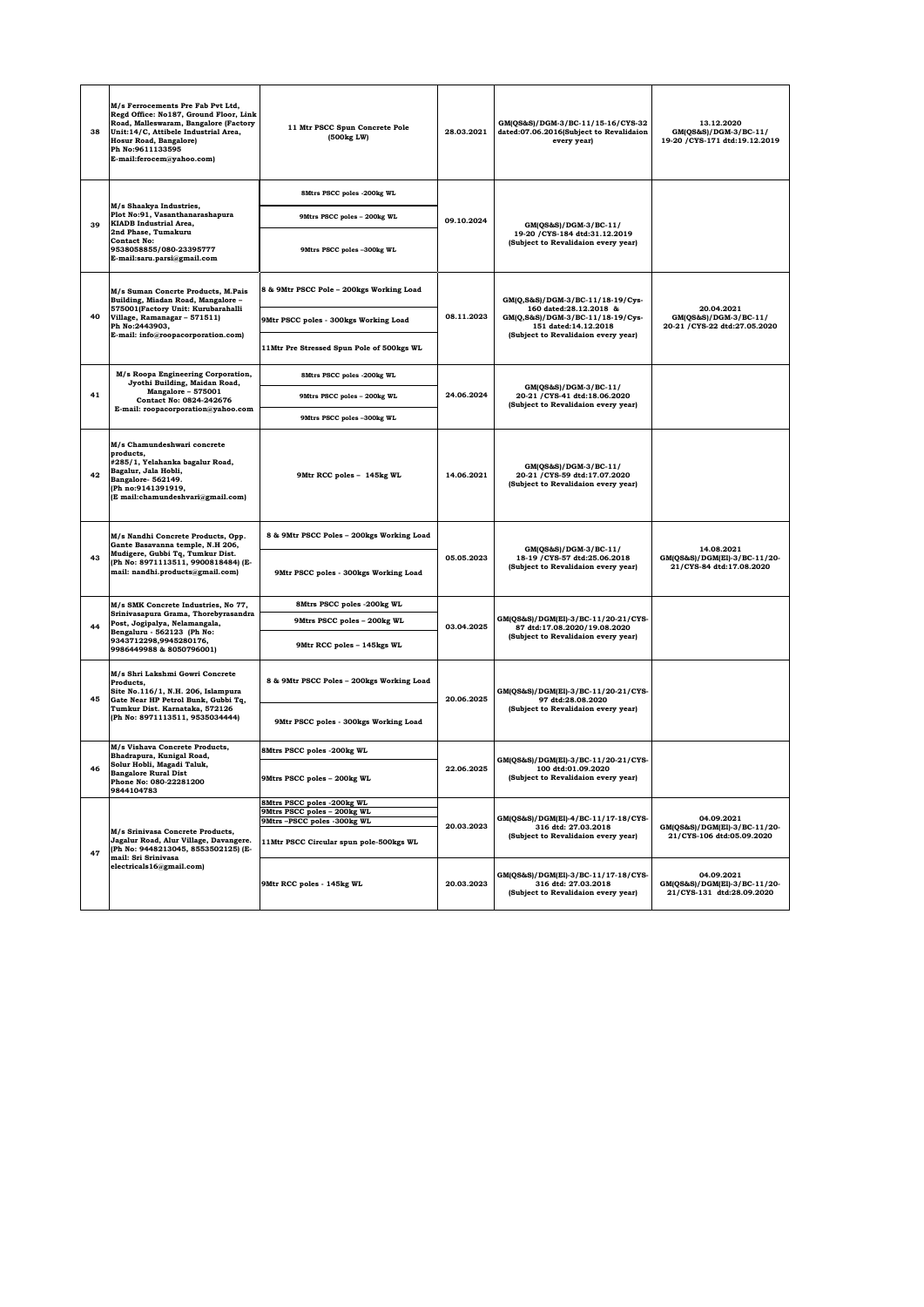| | | | | | |
|---|---|---|---|---|---|
| 38 | M/s Ferrocements Pre Fab Pvt Ltd, Regd Office: No187, Ground Floor, Link Road, Malleswaram, Bangalore (Factory Unit:14/C, Attibele Industrial Area, Hosur Road, Bangalore) Ph No:9611133595 E-mail:ferocem@yahoo.com) | 11 Mtr PSCC Spun Concrete Pole (500kg LW) | 28.03.2021 | GM(QS&S)/DGM-3/BC-11/15-16/CYS-32 dated:07.06.2016(Subject to Revalidaion every year) | 13.12.2020 GM(QS&S)/DGM-3/BC-11/ 19-20 /CYS-171 dtd:19.12.2019 |
| 39 | M/s Shaakya Industries, Plot No:91, Vasanthanarashapura KIADB Industrial Area, 2nd Phase, Tumakuru Contact No: 9538058855/080-23395777 E-mail:saru.parsi@gmail.com | 8Mtrs PSCC poles -200kg WL<br>9Mtrs PSCC poles – 200kg WL<br>9Mtrs PSCC poles –300kg WL | 09.10.2024 | GM(QS&S)/DGM-3/BC-11/ 19-20 /CYS-184 dtd:31.12.2019 (Subject to Revalidaion every year) | |
| 40 | M/s Suman Concrte Products, M.Pais Building, Miadan Road, Mangalore – 575001(Factory Unit: Kurubarahalli Village, Ramanagar – 571511) Ph No:2443903, E-mail: info@roopacorporation.com) | 8 & 9Mtr PSCC Pole – 200kgs Working Load<br>9Mtr PSCC poles - 300kgs Working Load<br>11Mtr Pre Stressed Spun Pole of 500kgs WL | 08.11.2023 | GM(Q,S&S)/DGM-3/BC-11/18-19/Cys-160 dated:28.12.2018 & GM(Q,S&S)/DGM-3/BC-11/18-19/Cys-151 dated:14.12.2018 (Subject to Revalidaion every year) | 20.04.2021 GM(QS&S)/DGM-3/BC-11/ 20-21 /CYS-22 dtd:27.05.2020 |
| 41 | M/s Roopa Engineering Corporation, Jyothi Building, Maidan Road, Mangalore – 575001 Contact No: 0824-242676 E-mail: roopacorporation@yahoo.com | 8Mtrs PSCC poles -200kg WL<br>9Mtrs PSCC poles – 200kg WL<br>9Mtrs PSCC poles –300kg WL | 24.06.2024 | GM(QS&S)/DGM-3/BC-11/ 20-21 /CYS-41 dtd:18.06.2020 (Subject to Revalidaion every year) | |
| 42 | M/s Chamundeshwari concrete products, #285/1, Yelahanka bagalur Road, Bagalur, Jala Hobli, Bangalore- 562149. (Ph no:9141391919, (E mail:chamundeshvari@gmail.com) | 9Mtr RCC poles – 145kg WL | 14.06.2021 | GM(QS&S)/DGM-3/BC-11/ 20-21 /CYS-59 dtd:17.07.2020 (Subject to Revalidaion every year) | |
| 43 | M/s Nandhi Concrete Products, Opp. Gante Basavanna temple, N.H 206, Mudigere, Gubbi Tq, Tumkur Dist. (Ph No: 8971113511, 9900818484) (E-mail: nandhi.products@gmail.com) | 8 & 9Mtr PSCC Poles – 200kgs Working Load<br>9Mtr PSCC poles - 300kgs Working Load | 05.05.2023 | GM(QS&S)/DGM-3/BC-11/ 18-19 /CYS-57 dtd:25.06.2018 (Subject to Revalidaion every year) | 14.08.2021 GM(QS&S)/DGM(El)-3/BC-11/20-21/CYS-84 dtd:17.08.2020 |
| 44 | M/s SMK Concrete Industries, No 77, Srinivasapura Grama, Thorebyrasandra Post, Jogipalya, Nelamangala, Bengaluru - 562123 (Ph No: 9343712298,9945280176, 9986449988 & 8050796001) | 8Mtrs PSCC poles -200kg WL<br>9Mtrs PSCC poles – 200kg WL<br>9Mtr RCC poles – 145kgs WL | 03.04.2025 | GM(QS&S)/DGM(El)-3/BC-11/20-21/CYS-87 dtd:17.08.2020/19.08.2020 (Subject to Revalidaion every year) | |
| 45 | M/s Shri Lakshmi Gowri Concrete Products, Site No.116/1, N.H. 206, Islampura Gate Near HP Petrol Bunk, Gubbi Tq, Tumkur Dist. Karnataka, 572126 (Ph No: 8971113511, 9535034444) | 8 & 9Mtr PSCC Poles – 200kgs Working Load<br>9Mtr PSCC poles - 300kgs Working Load | 20.06.2025 | GM(QS&S)/DGM(El)-3/BC-11/20-21/CYS-97 dtd:28.08.2020 (Subject to Revalidaion every year) | |
| 46 | M/s Vishava Concrete Products, Bhadrapura, Kunigal Road, Solur Hobli, Magadi Taluk, Bangalore Rural Dist Phone No: 080-22281200 9844104783 | 8Mtrs PSCC poles -200kg WL<br>9Mtrs PSCC poles – 200kg WL | 22.06.2025 | GM(QS&S)/DGM(El)-3/BC-11/20-21/CYS-100 dtd:01.09.2020 (Subject to Revalidaion every year) | |
| 47 | M/s Srinivasa Concrete Products, Jagalur Road, Alur Village, Davangere. (Ph No: 9448213045, 8553502125) (E-mail: Sri Srinivasa electricals16@gmail.com) | 8Mtrs PSCC poles -200kg WL<br>9Mtrs PSCC poles – 200kg WL<br>9Mtrs –PSCC poles -300kg WL<br>11Mtr PSCC Circular spun pole-500kgs WL | 20.03.2023 | GM(QS&S)/DGM(El)-4/BC-11/17-18/CYS-316 dtd: 27.03.2018 (Subject to Revalidaion every year) | 04.09.2021 GM(QS&S)/DGM(El)-3/BC-11/20-21/CYS-106 dtd:05.09.2020 |
| | | 9Mtr RCC poles - 145kg WL | 20.03.2023 | GM(QS&S)/DGM(El)-3/BC-11/17-18/CYS-316 dtd: 27.03.2018 (Subject to Revalidaion every year) | 04.09.2021 GM(QS&S)/DGM(El)-3/BC-11/20-21/CYS-131 dtd:28.09.2020 |